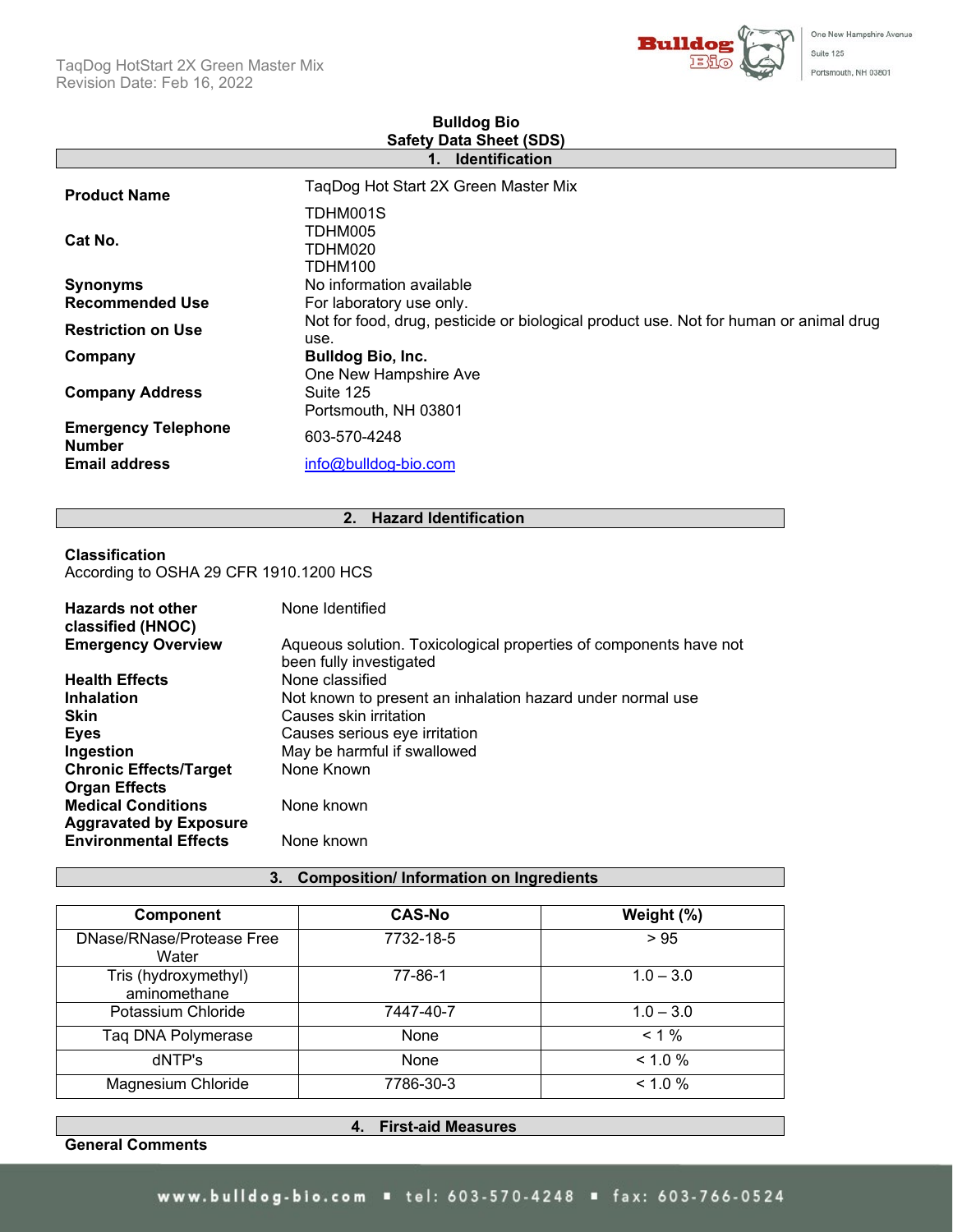# Bulldog Bio
# Safety Data Sheet (SDS)

## 1. Identification

| | |
|---|---|
| **Product Name** | TaqDog Hot Start 2X Green Master Mix |
| **Cat No.** | TDHM001S<br>TDHM005<br>TDHM020<br>TDHM100 |
| **Synonyms** | No information available |
| **Recommended Use** | For laboratory use only. |
| **Restriction on Use** | Not for food, drug, pesticide or biological product use. Not for human or animal drug use. |
| **Company** | **Bulldog Bio, Inc.** |
| **Company Address** | One New Hampshire Ave<br>Suite 125<br>Portsmouth, NH 03801 |
| **Emergency Telephone Number** | 603-570-4248 |
| **Email address** | info@bulldog-bio.com |

## 2. Hazard Identification

**Classification**
According to OSHA 29 CFR 1910.1200 HCS

| | |
|---|---|
| **Hazards not other classified (HNOC)** | None Identified |
| **Emergency Overview** | Aqueous solution. Toxicological properties of components have not been fully investigated |
| **Health Effects** | None classified |
| **Inhalation** | Not known to present an inhalation hazard under normal use |
| **Skin** | Causes skin irritation |
| **Eyes** | Causes serious eye irritation |
| **Ingestion** | May be harmful if swallowed |
| **Chronic Effects/Target Organ Effects** | None Known |
| **Medical Conditions Aggravated by Exposure** | None known |
| **Environmental Effects** | None known |

## 3. Composition/ Information on Ingredients

| Component | CAS-No | Weight (%) |
|---|---|---|
| DNase/RNase/Protease Free Water | 7732-18-5 | > 95 |
| Tris (hydroxymethyl) aminomethane | 77-86-1 | 1.0 – 3.0 |
| Potassium Chloride | 7447-40-7 | 1.0 – 3.0 |
| Taq DNA Polymerase | None | < 1 % |
| dNTP's | None | < 1.0 % |
| Magnesium Chloride | 7786-30-3 | < 1.0 % |

## 4. First-aid Measures

**General Comments**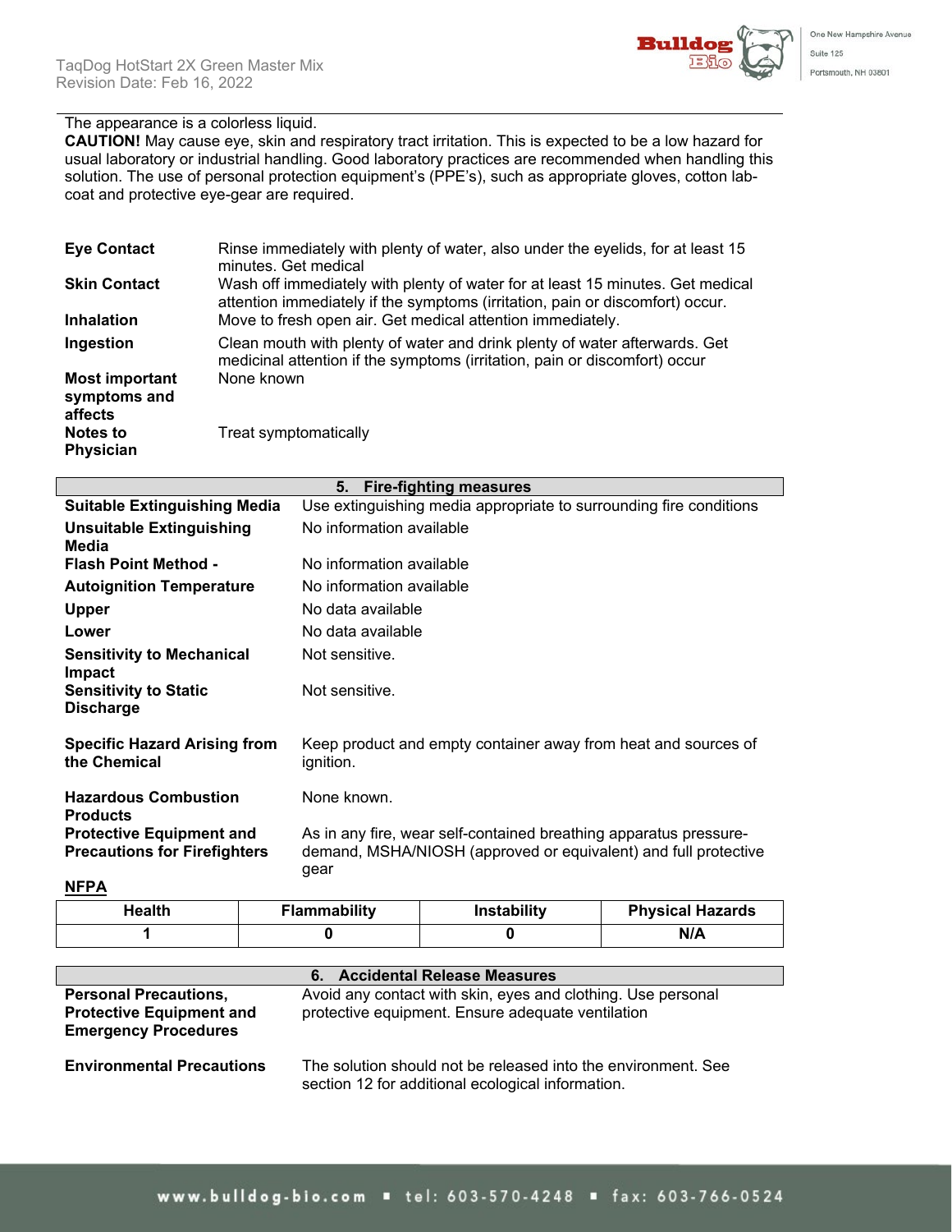The appearance is a colorless liquid.

**CAUTION!** May cause eye, skin and respiratory tract irritation. This is expected to be a low hazard for usual laboratory or industrial handling. Good laboratory practices are recommended when handling this solution. The use of personal protection equipment's (PPE's), such as appropriate gloves, cotton lab-coat and protective eye-gear are required.

| | |
|---|---|
| **Eye Contact** | Rinse immediately with plenty of water, also under the eyelids, for at least 15 minutes. Get medical |
| **Skin Contact** | Wash off immediately with plenty of water for at least 15 minutes. Get medical attention immediately if the symptoms (irritation, pain or discomfort) occur. |
| **Inhalation** | Move to fresh open air. Get medical attention immediately. |
| **Ingestion** | Clean mouth with plenty of water and drink plenty of water afterwards. Get medicinal attention if the symptoms (irritation, pain or discomfort) occur |
| **Most important symptoms and affects** | None known |
| **Notes to Physician** | Treat symptomatically |

## 5. Fire-fighting measures

| | |
|---|---|
| **Suitable Extinguishing Media** | Use extinguishing media appropriate to surrounding fire conditions |
| **Unsuitable Extinguishing Media** | No information available |
| **Flash Point Method -** | No information available |
| **Autoignition Temperature** | No information available |
| **Upper** | No data available |
| **Lower** | No data available |
| **Sensitivity to Mechanical Impact** | Not sensitive. |
| **Sensitivity to Static Discharge** | Not sensitive. |
| **Specific Hazard Arising from the Chemical** | Keep product and empty container away from heat and sources of ignition. |
| **Hazardous Combustion Products** | None known. |
| **Protective Equipment and Precautions for Firefighters** | As in any fire, wear self-contained breathing apparatus pressure-demand, MSHA/NIOSH (approved or equivalent) and full protective gear |

**NFPA**

| Health | Flammability | Instability | Physical Hazards |
|---|---|---|---|
| 1 | 0 | 0 | N/A |

## 6. Accidental Release Measures

| | |
|---|---|
| **Personal Precautions, Protective Equipment and Emergency Procedures** | Avoid any contact with skin, eyes and clothing. Use personal protective equipment. Ensure adequate ventilation |
| **Environmental Precautions** | The solution should not be released into the environment. See section 12 for additional ecological information. |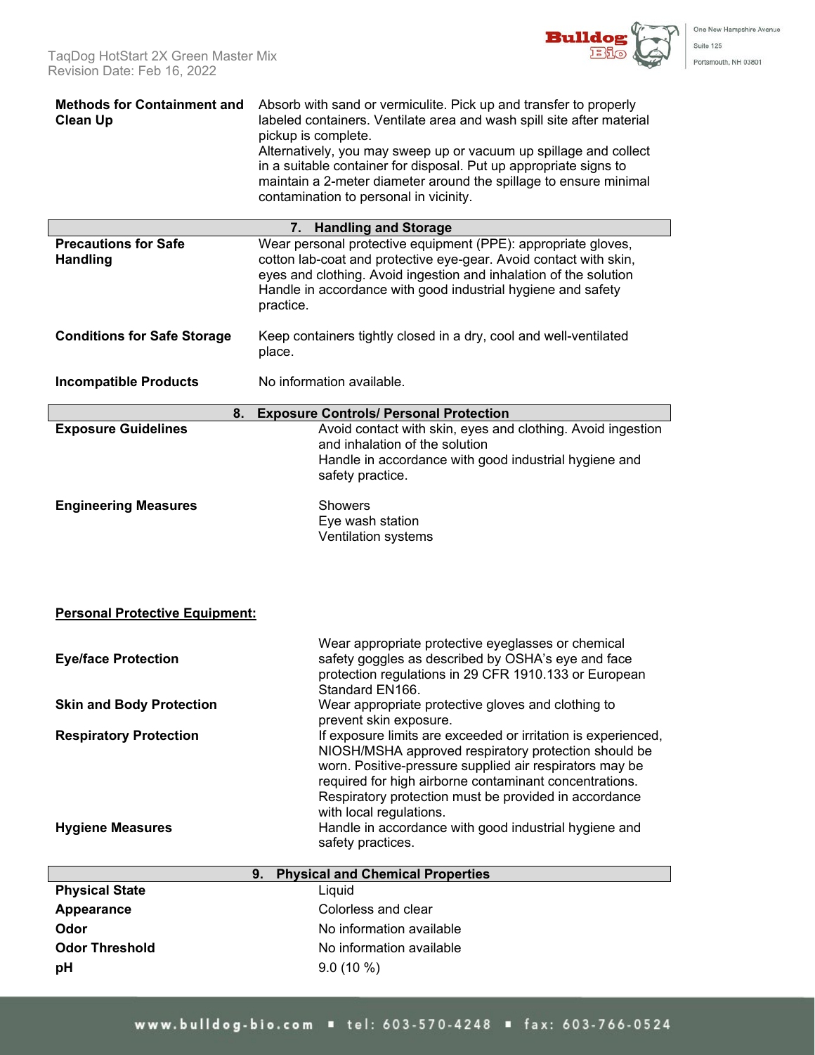| | |
|---|---|
| **Methods for Containment and Clean Up** | Absorb with sand or vermiculite. Pick up and transfer to properly labeled containers. Ventilate area and wash spill site after material pickup is complete. Alternatively, you may sweep up or vacuum up spillage and collect in a suitable container for disposal. Put up appropriate signs to maintain a 2-meter diameter around the spillage to ensure minimal contamination to personal in vicinity. |

## 7. Handling and Storage

| | |
|---|---|
| **Precautions for Safe Handling** | Wear personal protective equipment (PPE): appropriate gloves, cotton lab-coat and protective eye-gear. Avoid contact with skin, eyes and clothing. Avoid ingestion and inhalation of the solution Handle in accordance with good industrial hygiene and safety practice. |
| **Conditions for Safe Storage** | Keep containers tightly closed in a dry, cool and well-ventilated place. |
| **Incompatible Products** | No information available. |

## 8. Exposure Controls/ Personal Protection

| | |
|---|---|
| **Exposure Guidelines** | Avoid contact with skin, eyes and clothing. Avoid ingestion and inhalation of the solution Handle in accordance with good industrial hygiene and safety practice. |
| **Engineering Measures** | Showers<br>Eye wash station<br>Ventilation systems |

**Personal Protective Equipment:**

| | |
|---|---|
| **Eye/face Protection** | Wear appropriate protective eyeglasses or chemical safety goggles as described by OSHA's eye and face protection regulations in 29 CFR 1910.133 or European Standard EN166. |
| **Skin and Body Protection** | Wear appropriate protective gloves and clothing to prevent skin exposure. |
| **Respiratory Protection** | If exposure limits are exceeded or irritation is experienced, NIOSH/MSHA approved respiratory protection should be worn. Positive-pressure supplied air respirators may be required for high airborne contaminant concentrations. Respiratory protection must be provided in accordance with local regulations. |
| **Hygiene Measures** | Handle in accordance with good industrial hygiene and safety practices. |

## 9. Physical and Chemical Properties

| | |
|---|---|
| **Physical State** | Liquid |
| **Appearance** | Colorless and clear |
| **Odor** | No information available |
| **Odor Threshold** | No information available |
| **pH** | 9.0 (10 %) |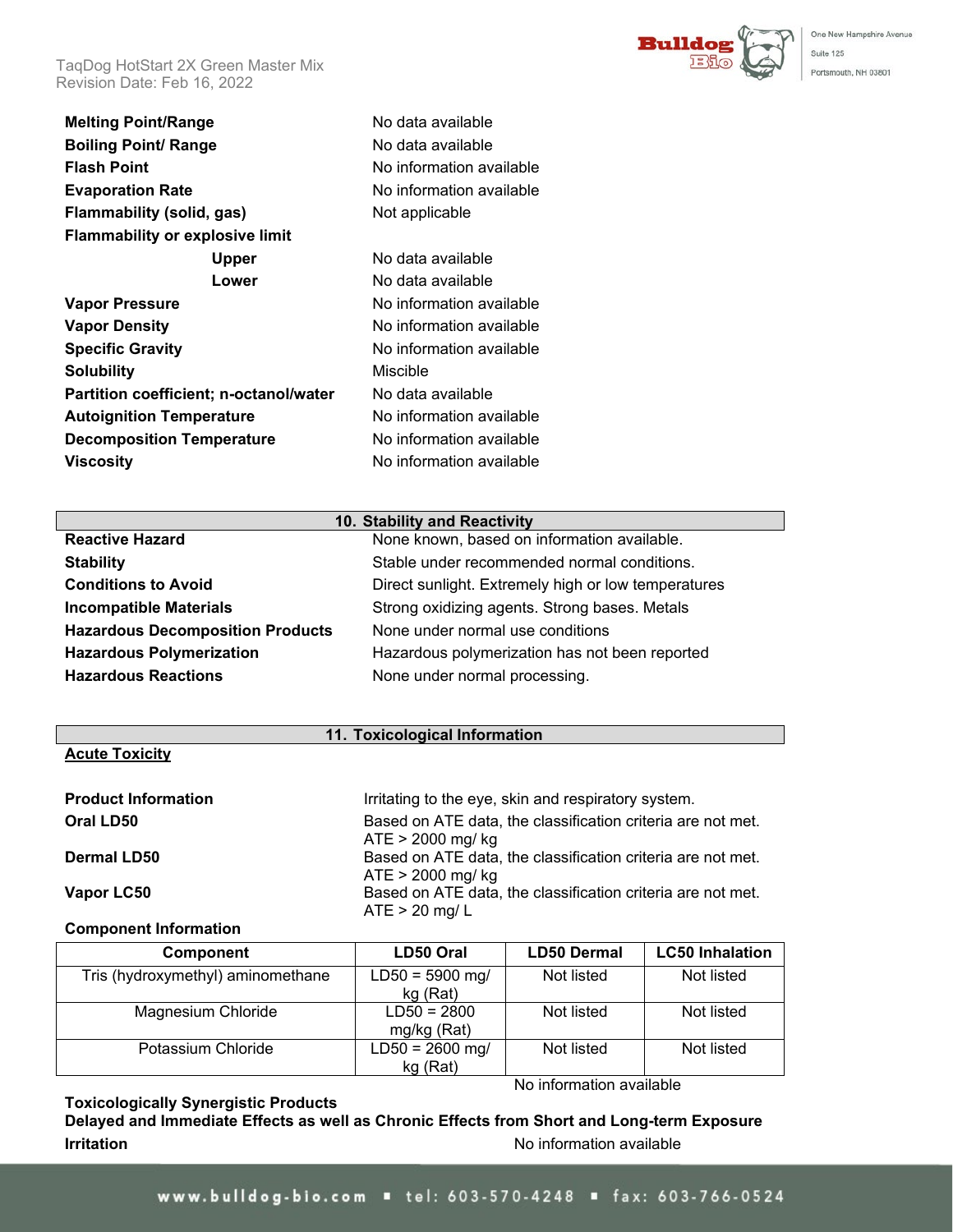| | |
|---|---|
| **Melting Point/Range** | No data available |
| **Boiling Point/ Range** | No data available |
| **Flash Point** | No information available |
| **Evaporation Rate** | No information available |
| **Flammability (solid, gas)** | Not applicable |
| **Flammability or explosive limit** | |
| **Upper** | No data available |
| **Lower** | No data available |
| **Vapor Pressure** | No information available |
| **Vapor Density** | No information available |
| **Specific Gravity** | No information available |
| **Solubility** | Miscible |
| **Partition coefficient; n-octanol/water** | No data available |
| **Autoignition Temperature** | No information available |
| **Decomposition Temperature** | No information available |
| **Viscosity** | No information available |

## 10. Stability and Reactivity

| | |
|---|---|
| **Reactive Hazard** | None known, based on information available. |
| **Stability** | Stable under recommended normal conditions. |
| **Conditions to Avoid** | Direct sunlight. Extremely high or low temperatures |
| **Incompatible Materials** | Strong oxidizing agents. Strong bases. Metals |
| **Hazardous Decomposition Products** | None under normal use conditions |
| **Hazardous Polymerization** | Hazardous polymerization has not been reported |
| **Hazardous Reactions** | None under normal processing. |

## 11. Toxicological Information

**Acute Toxicity**

| | |
|---|---|
| **Product Information** | Irritating to the eye, skin and respiratory system. |
| **Oral LD50** | Based on ATE data, the classification criteria are not met. ATE > 2000 mg/ kg |
| **Dermal LD50** | Based on ATE data, the classification criteria are not met. ATE > 2000 mg/ kg |
| **Vapor LC50** | Based on ATE data, the classification criteria are not met. ATE > 20 mg/ L |

**Component Information**

| Component | LD50 Oral | LD50 Dermal | LC50 Inhalation |
|---|---|---|---|
| Tris (hydroxymethyl) aminomethane | LD50 = 5900 mg/ kg (Rat) | Not listed | Not listed |
| Magnesium Chloride | LD50 = 2800 mg/kg (Rat) | Not listed | Not listed |
| Potassium Chloride | LD50 = 2600 mg/ kg (Rat) | Not listed | Not listed |

**Toxicologically Synergistic Products** — No information available

**Delayed and Immediate Effects as well as Chronic Effects from Short and Long-term Exposure**

**Irritation** — No information available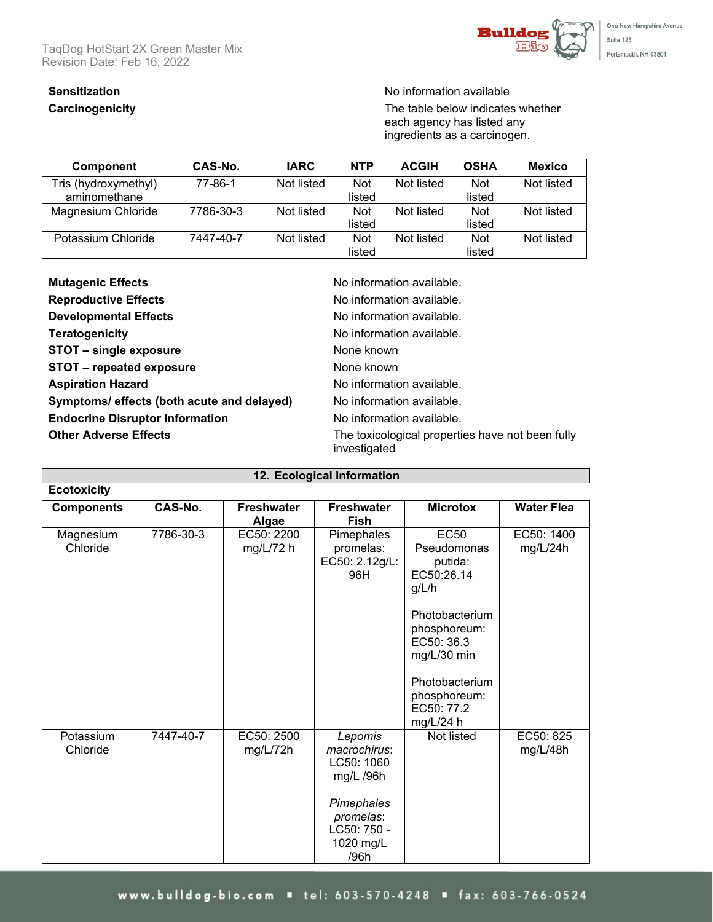**Sensitization** No information available

**Carcinogenicity** The table below indicates whether each agency has listed any ingredients as a carcinogen.

| Component | CAS-No. | IARC | NTP | ACGIH | OSHA | Mexico |
|---|---|---|---|---|---|---|
| Tris (hydroxymethyl) aminomethane | 77-86-1 | Not listed | Not listed | Not listed | Not listed | Not listed |
| Magnesium Chloride | 7786-30-3 | Not listed | Not listed | Not listed | Not listed | Not listed |
| Potassium Chloride | 7447-40-7 | Not listed | Not listed | Not listed | Not listed | Not listed |

**Mutagenic Effects** No information available.

**Reproductive Effects** No information available.

**Developmental Effects** No information available.

**Teratogenicity** No information available.

**STOT – single exposure** None known

**STOT – repeated exposure** None known

**Aspiration Hazard** No information available.

**Symptoms/ effects (both acute and delayed)** No information available.

**Endocrine Disruptor Information** No information available.

**Other Adverse Effects** The toxicological properties have not been fully investigated

## 12. Ecological Information

**Ecotoxicity**

| Components | CAS-No. | Freshwater Algae | Freshwater Fish | Microtox | Water Flea |
|---|---|---|---|---|---|
| Magnesium Chloride | 7786-30-3 | EC50: 2200 mg/L/72 h | Pimephales promelas: EC50: 2.12g/L: 96H | EC50 Pseudomonas putida: EC50:26.14 g/L/h<br><br>Photobacterium phosphoreum: EC50: 36.3 mg/L/30 min<br><br>Photobacterium phosphoreum: EC50: 77.2 mg/L/24 h | EC50: 1400 mg/L/24h |
| Potassium Chloride | 7447-40-7 | EC50: 2500 mg/L/72h | *Lepomis macrochirus*: LC50: 1060 mg/L /96h<br><br>*Pimephales promelas*: LC50: 750 - 1020 mg/L /96h | Not listed | EC50: 825 mg/L/48h |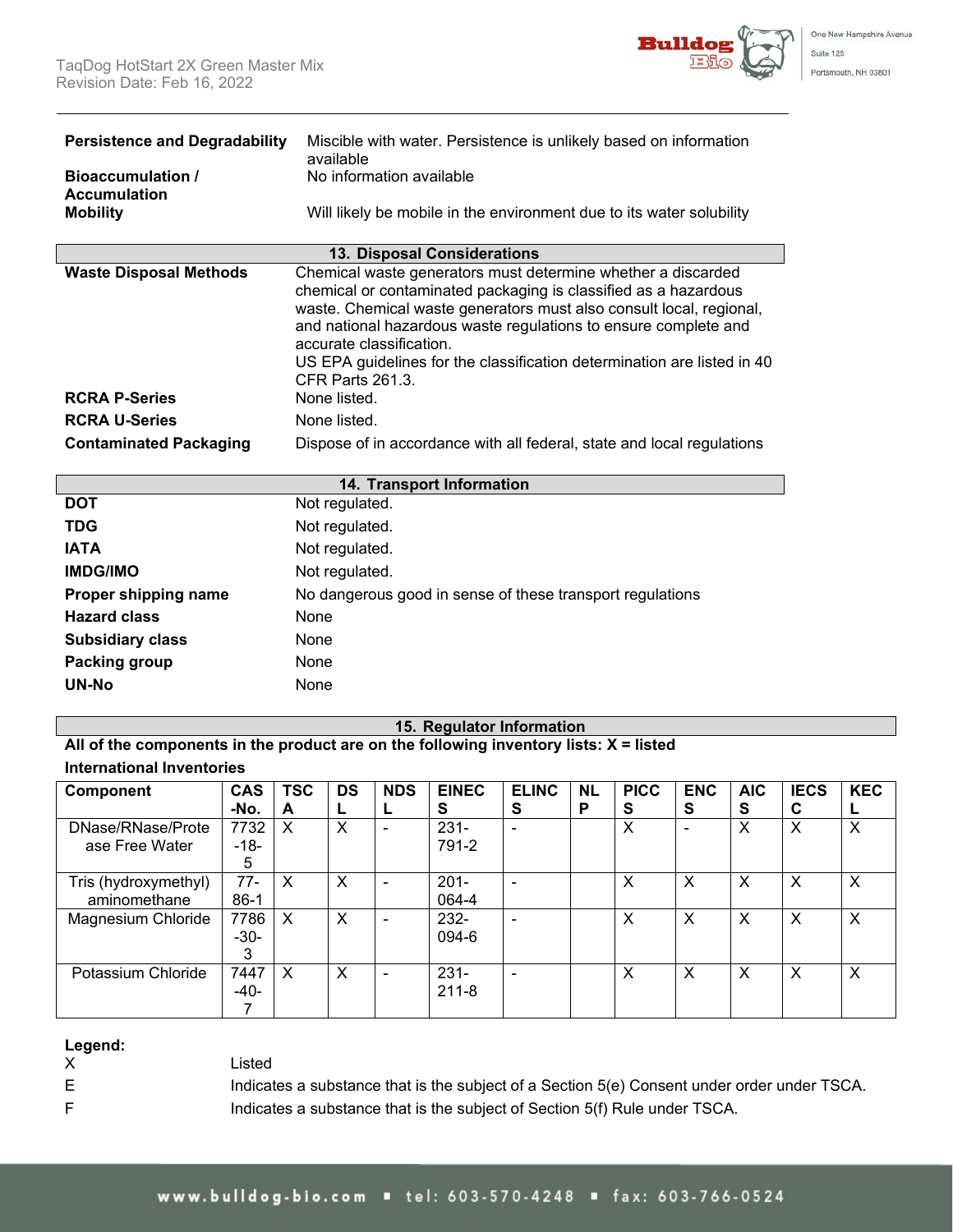| | |
|---|---|
| **Persistence and Degradability** | Miscible with water. Persistence is unlikely based on information available |
| **Bioaccumulation / Accumulation** | No information available |
| **Mobility** | Will likely be mobile in the environment due to its water solubility |

## 13. Disposal Considerations

| | |
|---|---|
| **Waste Disposal Methods** | Chemical waste generators must determine whether a discarded chemical or contaminated packaging is classified as a hazardous waste. Chemical waste generators must also consult local, regional, and national hazardous waste regulations to ensure complete and accurate classification. US EPA guidelines for the classification determination are listed in 40 CFR Parts 261.3. |
| **RCRA P-Series** | None listed. |
| **RCRA U-Series** | None listed. |
| **Contaminated Packaging** | Dispose of in accordance with all federal, state and local regulations |

## 14. Transport Information

| | |
|---|---|
| **DOT** | Not regulated. |
| **TDG** | Not regulated. |
| **IATA** | Not regulated. |
| **IMDG/IMO** | Not regulated. |
| **Proper shipping name** | No dangerous good in sense of these transport regulations |
| **Hazard class** | None |
| **Subsidiary class** | None |
| **Packing group** | None |
| **UN-No** | None |

## 15. Regulator Information

**All of the components in the product are on the following inventory lists: X = listed**

**International Inventories**

| Component | CAS-No. | TSCA | DSL | NDSL | EINECS | ELINCS | NLP | PICCS | ENCS | AICS | IECSC | KECL |
|---|---|---|---|---|---|---|---|---|---|---|---|---|
| DNase/RNase/Protease Free Water | 7732-18-5 | X | X | - | 231-791-2 | - | | X | - | X | X | X |
| Tris (hydroxymethyl) aminomethane | 77-86-1 | X | X | - | 201-064-4 | - | | X | X | X | X | X |
| Magnesium Chloride | 7786-30-3 | X | X | - | 232-094-6 | - | | X | X | X | X | X |
| Potassium Chloride | 7447-40-7 | X | X | - | 231-211-8 | - | | X | X | X | X | X |

**Legend:**

| | |
|---|---|
| X | Listed |
| E | Indicates a substance that is the subject of a Section 5(e) Consent under order under TSCA. |
| F | Indicates a substance that is the subject of Section 5(f) Rule under TSCA. |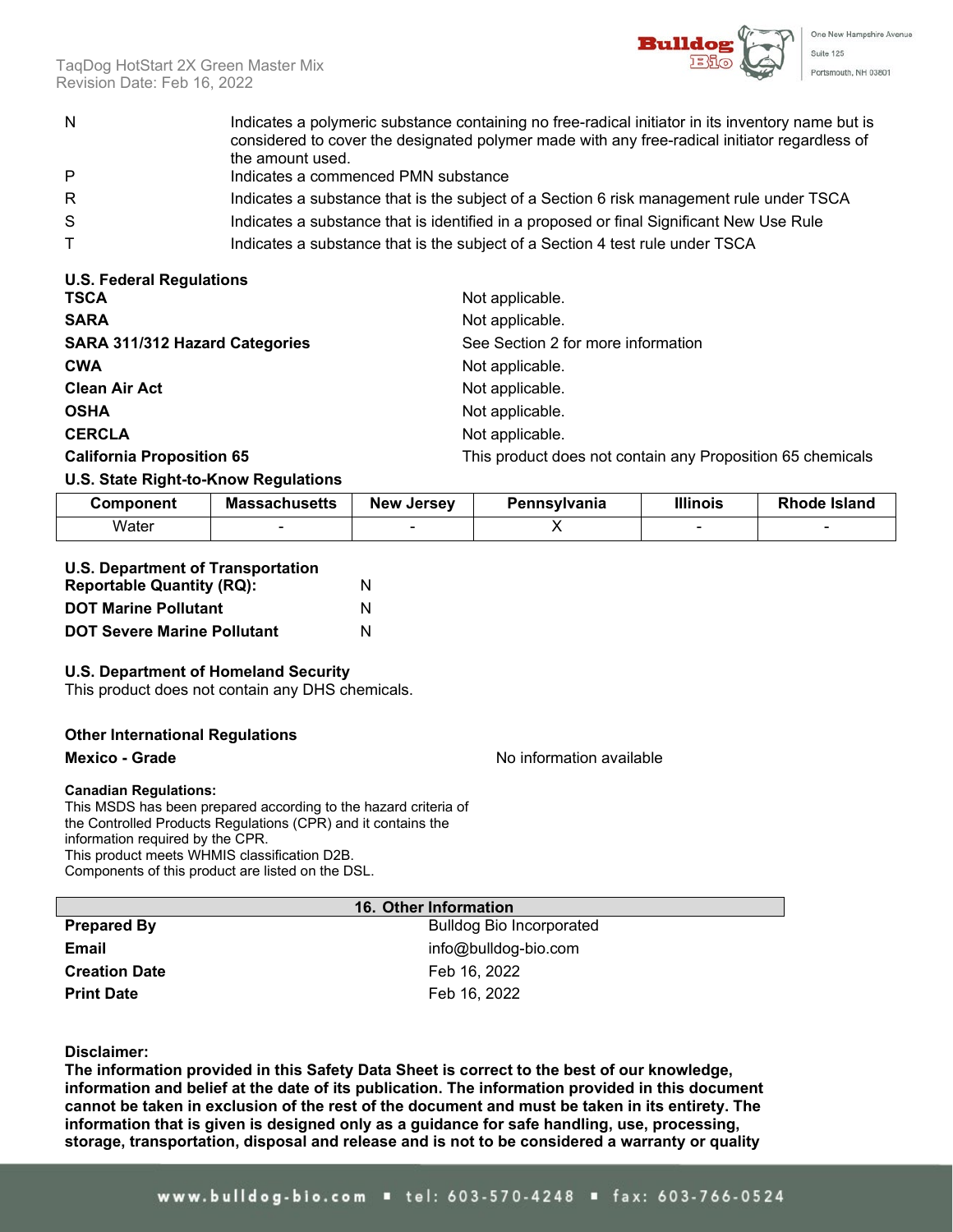| | |
|---|---|
| N | Indicates a polymeric substance containing no free-radical initiator in its inventory name but is considered to cover the designated polymer made with any free-radical initiator regardless of the amount used. |
| P | Indicates a commenced PMN substance |
| R | Indicates a substance that is the subject of a Section 6 risk management rule under TSCA |
| S | Indicates a substance that is identified in a proposed or final Significant New Use Rule |
| T | Indicates a substance that is the subject of a Section 4 test rule under TSCA |

**U.S. Federal Regulations**

| | |
|---|---|
| **TSCA** | Not applicable. |
| **SARA** | Not applicable. |
| **SARA 311/312 Hazard Categories** | See Section 2 for more information |
| **CWA** | Not applicable. |
| **Clean Air Act** | Not applicable. |
| **OSHA** | Not applicable. |
| **CERCLA** | Not applicable. |
| **California Proposition 65** | This product does not contain any Proposition 65 chemicals |

**U.S. State Right-to-Know Regulations**

| Component | Massachusetts | New Jersey | Pennsylvania | Illinois | Rhode Island |
|---|---|---|---|---|---|
| Water | - | - | X | - | - |

**U.S. Department of Transportation**

| | |
|---|---|
| **Reportable Quantity (RQ):** | N |
| **DOT Marine Pollutant** | N |
| **DOT Severe Marine Pollutant** | N |

**U.S. Department of Homeland Security**

This product does not contain any DHS chemicals.

**Other International Regulations**

**Mexico - Grade** No information available

**Canadian Regulations:**

This MSDS has been prepared according to the hazard criteria of the Controlled Products Regulations (CPR) and it contains the information required by the CPR.
This product meets WHMIS classification D2B.
Components of this product are listed on the DSL.

## 16. Other Information

| | |
|---|---|
| **Prepared By** | Bulldog Bio Incorporated |
| **Email** | info@bulldog-bio.com |
| **Creation Date** | Feb 16, 2022 |
| **Print Date** | Feb 16, 2022 |

**Disclaimer:**

**The information provided in this Safety Data Sheet is correct to the best of our knowledge, information and belief at the date of its publication. The information provided in this document cannot be taken in exclusion of the rest of the document and must be taken in its entirety. The information that is given is designed only as a guidance for safe handling, use, processing, storage, transportation, disposal and release and is not to be considered a warranty or quality**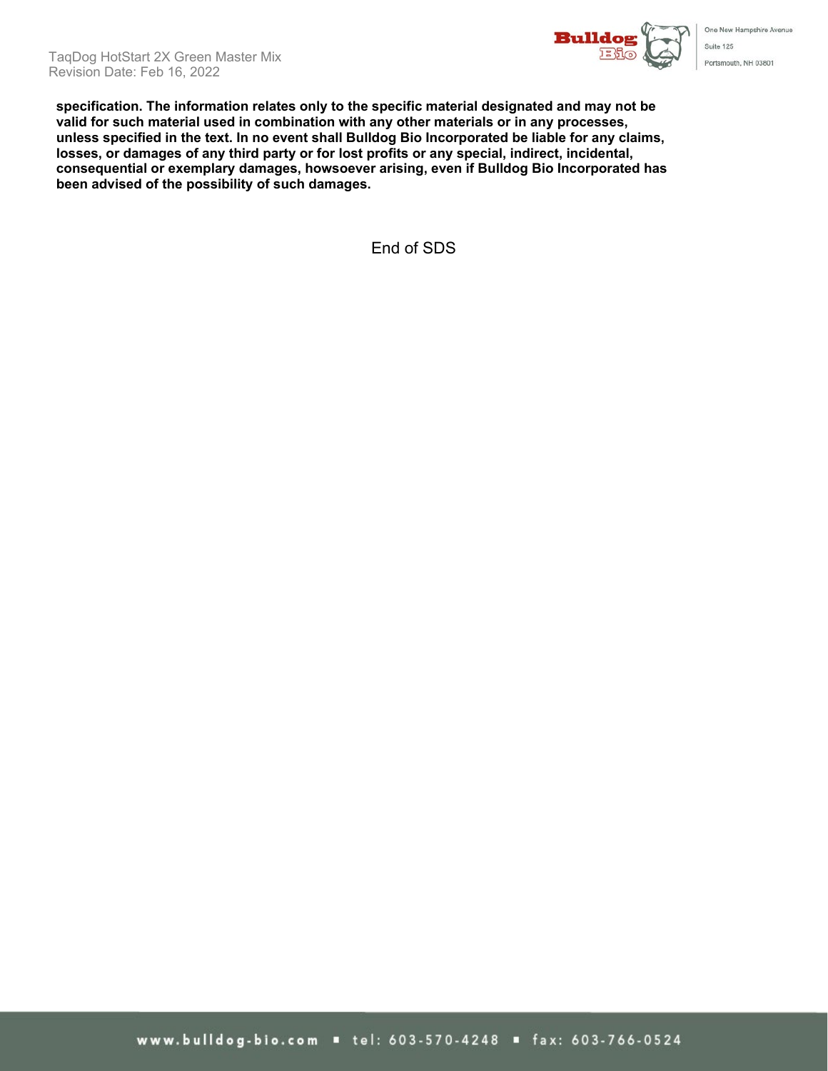**specification. The information relates only to the specific material designated and may not be valid for such material used in combination with any other materials or in any processes, unless specified in the text. In no event shall Bulldog Bio Incorporated be liable for any claims, losses, or damages of any third party or for lost profits or any special, indirect, incidental, consequential or exemplary damages, howsoever arising, even if Bulldog Bio Incorporated has been advised of the possibility of such damages.**

End of SDS